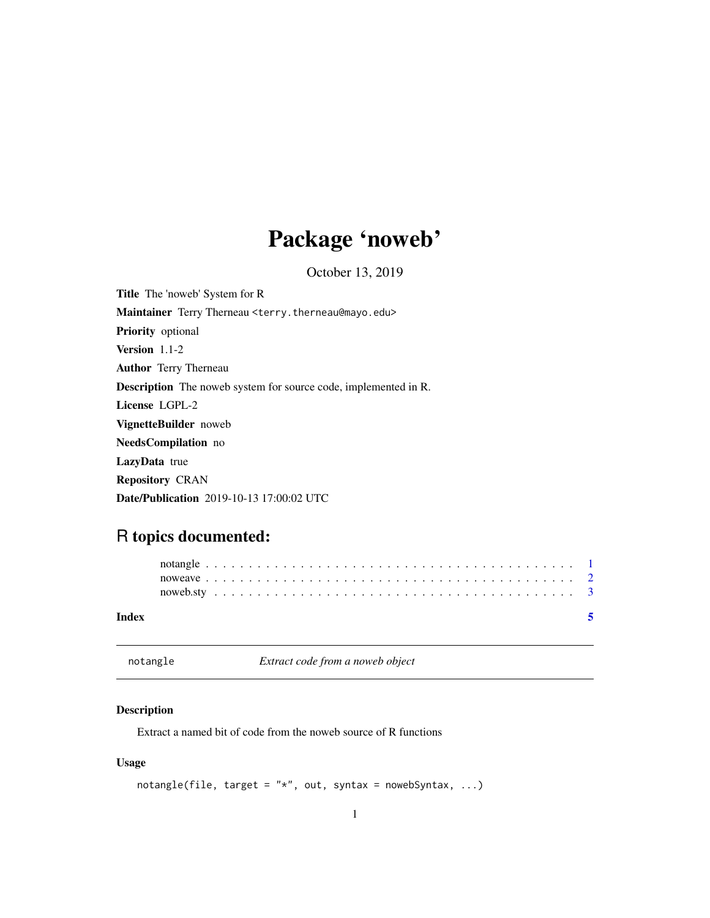# Package 'noweb'

October 13, 2019

**Title** The 'noweb' System for R

**Maintainer** Terry Therneau <terry.therneau@mayo.edu>

**Priority** optional

**Version** 1.1-2

**Author** Terry Therneau

**Description** The noweb system for source code, implemented in R.

**License** LGPL-2

**VignetteBuilder** noweb

**NeedsCompilation** no

**LazyData** true

**Repository** CRAN

**Date/Publication** 2019-10-13 17:00:02 UTC

## R topics documented:

notangle . . . . . . . . . . . . . . . . . . . . . . . . . . . . . . . . . . . . . . . . . . 1
noweave . . . . . . . . . . . . . . . . . . . . . . . . . . . . . . . . . . . . . . . . . . 2
noweb.sty . . . . . . . . . . . . . . . . . . . . . . . . . . . . . . . . . . . . . . . . . 3

**Index** 5

---

`notangle` *Extract code from a noweb object*

---

### Description

Extract a named bit of code from the noweb source of R functions

### Usage

```
notangle(file, target = "*", out, syntax = nowebSyntax, ...)
```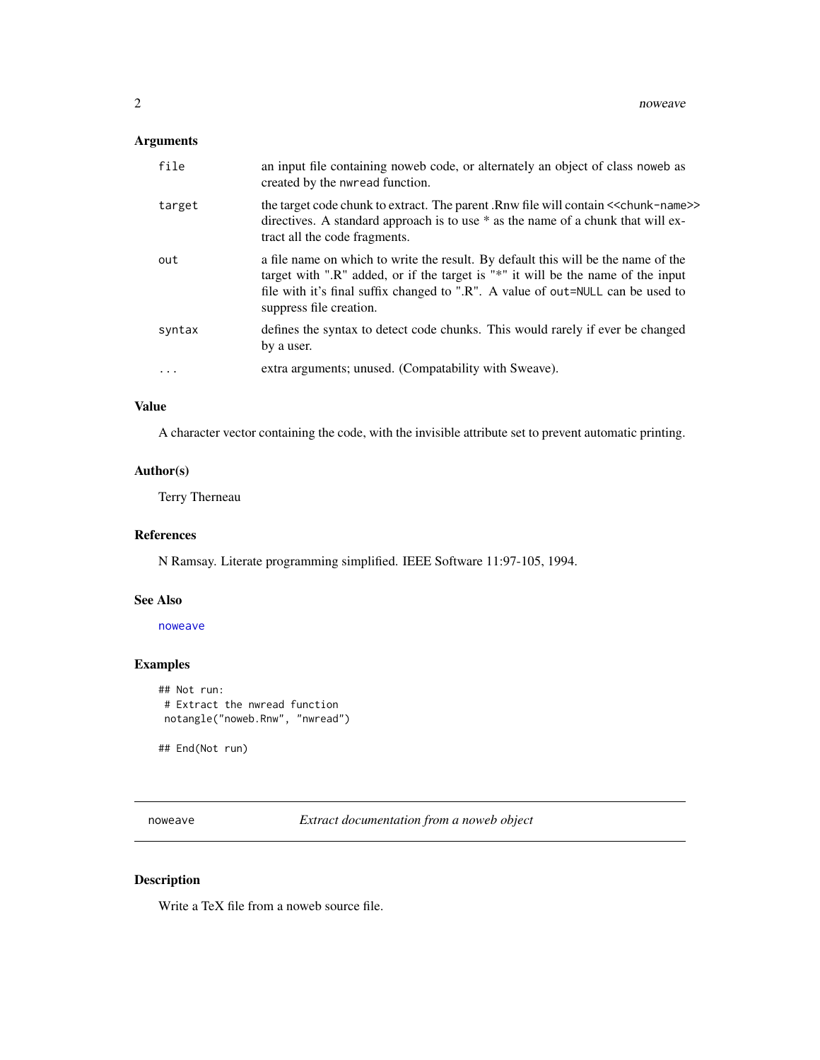### Arguments

| | |
|---|---|
| `file` | an input file containing noweb code, or alternately an object of class `noweb` as created by the `nwread` function. |
| `target` | the target code chunk to extract. The parent .Rnw file will contain `<<chunk-name>>` directives. A standard approach is to use * as the name of a chunk that will extract all the code fragments. |
| `out` | a file name on which to write the result. By default this will be the name of the target with ".R" added, or if the target is "*" it will be the name of the input file with it's final suffix changed to ".R". A value of `out=NULL` can be used to suppress file creation. |
| `syntax` | defines the syntax to detect code chunks. This would rarely if ever be changed by a user. |
| `...` | extra arguments; unused. (Compatability with Sweave). |

### Value

A character vector containing the code, with the invisible attribute set to prevent automatic printing.

### Author(s)

Terry Therneau

### References

N Ramsay. Literate programming simplified. IEEE Software 11:97-105, 1994.

### See Also

`noweave`

### Examples

```
## Not run:
 # Extract the nwread function
 notangle("noweb.Rnw", "nwread")

## End(Not run)
```

---

## `noweave` — *Extract documentation from a noweb object*

---

### Description

Write a TeX file from a noweb source file.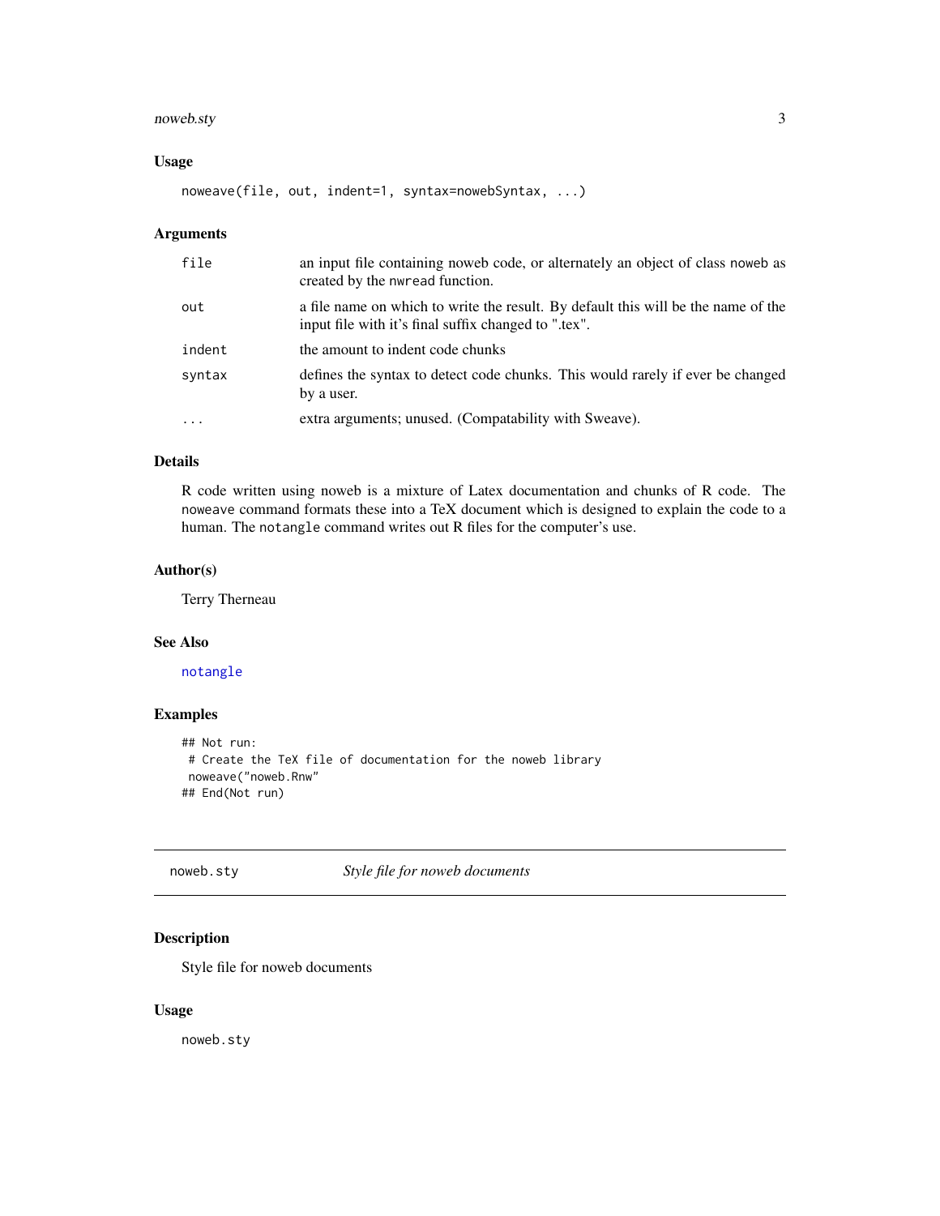### Usage

```
noweave(file, out, indent=1, syntax=nowebSyntax, ...)
```

### Arguments

| | |
|---|---|
| file | an input file containing noweb code, or alternately an object of class noweb as created by the nwread function. |
| out | a file name on which to write the result. By default this will be the name of the input file with it's final suffix changed to ".tex". |
| indent | the amount to indent code chunks |
| syntax | defines the syntax to detect code chunks. This would rarely if ever be changed by a user. |
| ... | extra arguments; unused. (Compatability with Sweave). |

### Details

R code written using noweb is a mixture of Latex documentation and chunks of R code. The noweave command formats these into a TeX document which is designed to explain the code to a human. The notangle command writes out R files for the computer's use.

### Author(s)

Terry Therneau

### See Also

notangle

### Examples

```
## Not run:
 # Create the TeX file of documentation for the noweb library
 noweave("noweb.Rnw"
## End(Not run)
```

---

## noweb.sty *Style file for noweb documents*

---

### Description

Style file for noweb documents

### Usage

```
noweb.sty
```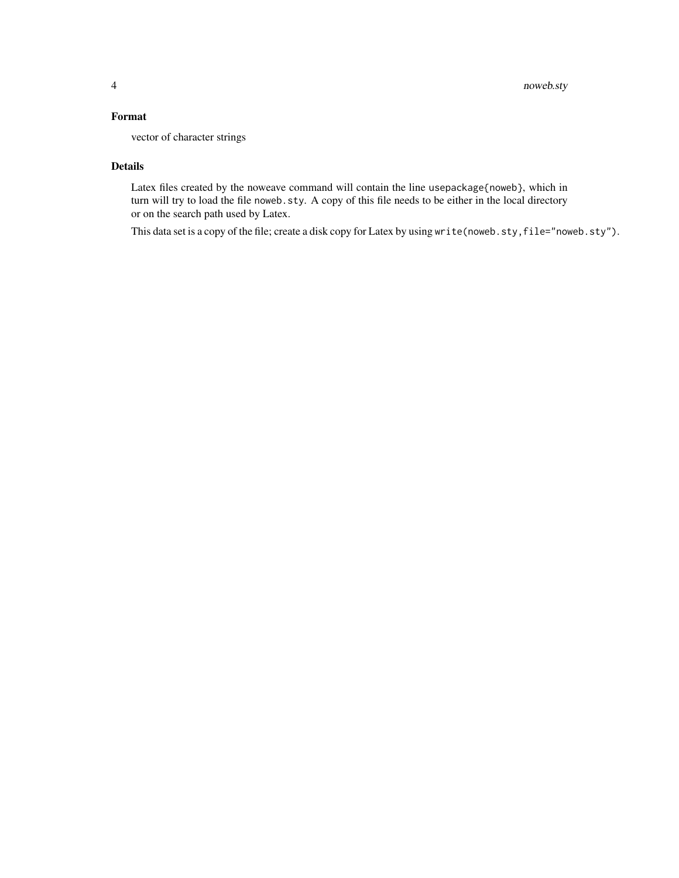## Format

vector of character strings

## Details

Latex files created by the noweave command will contain the line `usepackage{noweb}`, which in turn will try to load the file `noweb.sty`. A copy of this file needs to be either in the local directory or on the search path used by Latex.

This data set is a copy of the file; create a disk copy for Latex by using `write(noweb.sty,file="noweb.sty")`.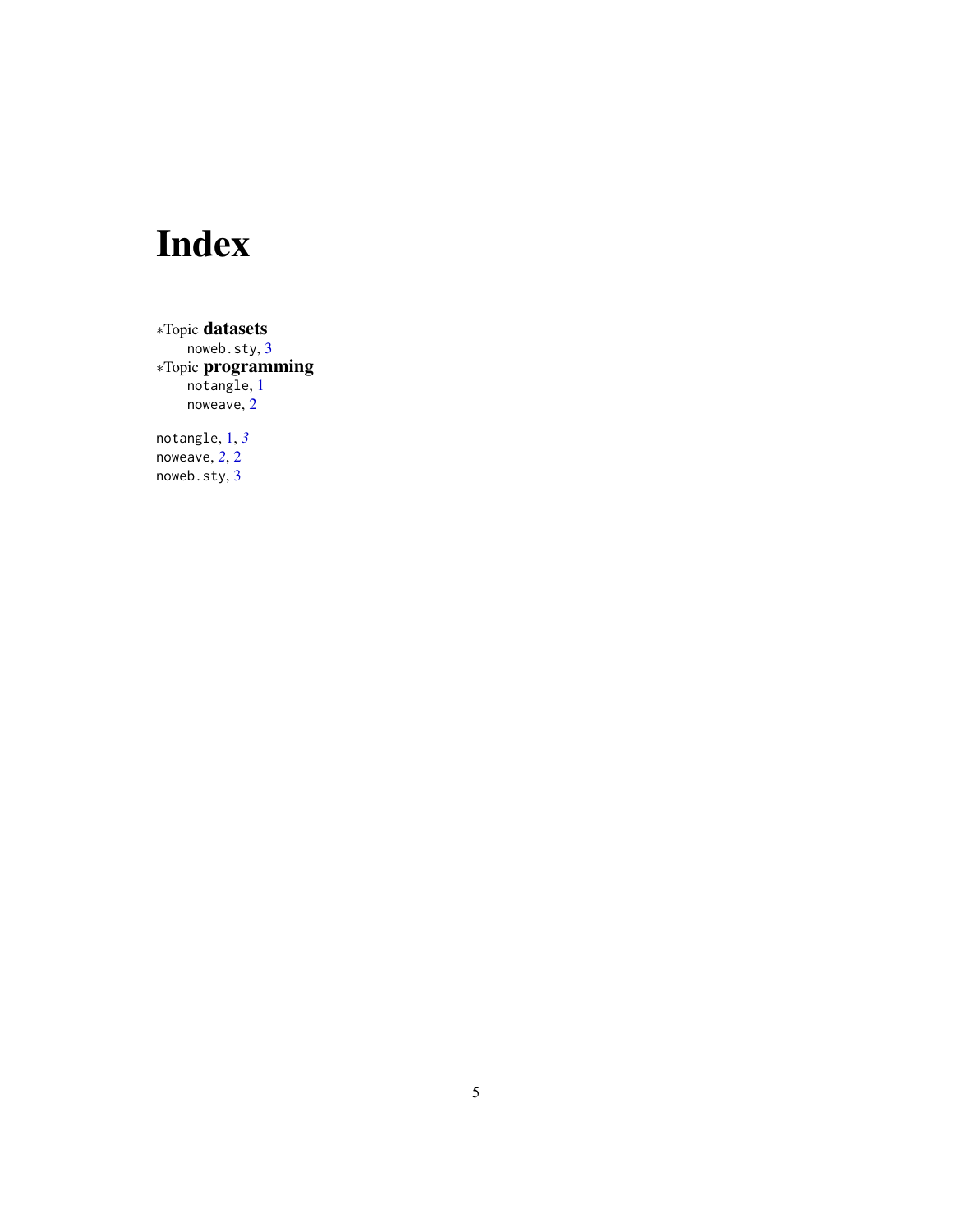# Index

∗Topic **datasets**
  `noweb.sty`, 3

∗Topic **programming**
  `notangle`, 1
  `noweave`, 2

`notangle`, 1, *3*
`noweave`, *2*, 2
`noweb.sty`, 3